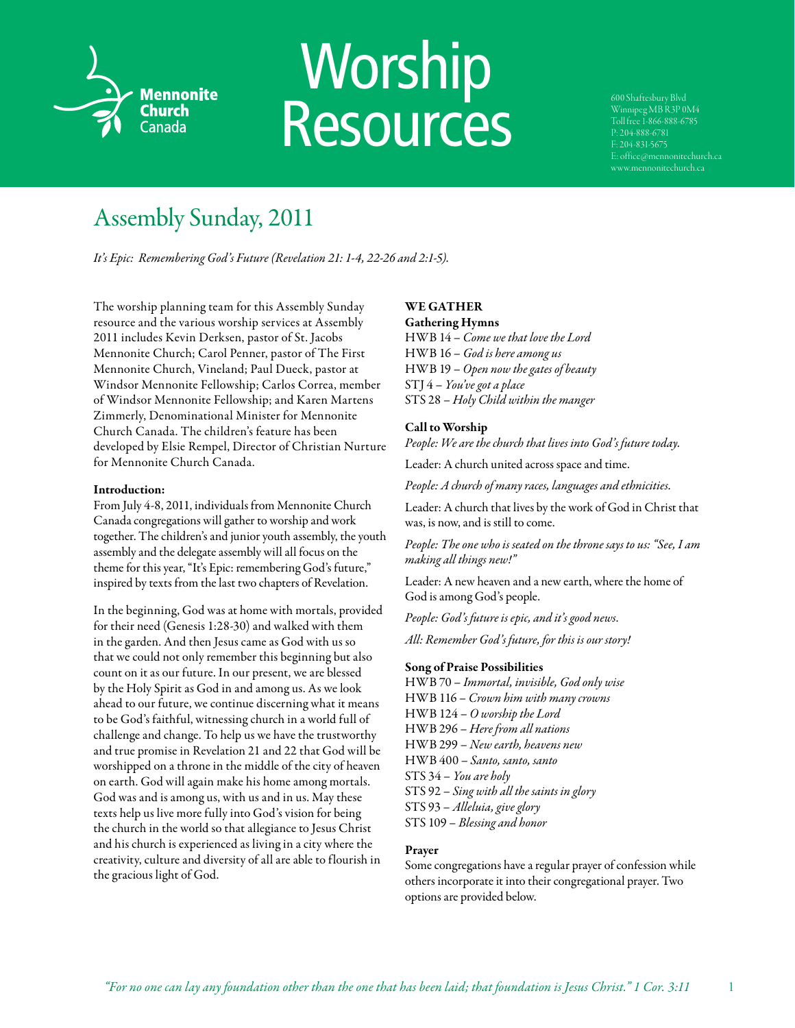Mennonite Church Canada

# Worship Resources

600 Shaftesbury Blvd
Winnipeg MB R3P 0M4
Toll free 1-866-888-6785
P: 204-888-6781
F: 204-831-5675
E: office@mennonitechurch.ca
www.mennonitechurch.ca

## Assembly Sunday, 2011

*It's Epic: Remembering God's Future (Revelation 21: 1-4, 22-26 and 2:1-5).*

The worship planning team for this Assembly Sunday resource and the various worship services at Assembly 2011 includes Kevin Derksen, pastor of St. Jacobs Mennonite Church; Carol Penner, pastor of The First Mennonite Church, Vineland; Paul Dueck, pastor at Windsor Mennonite Fellowship; Carlos Correa, member of Windsor Mennonite Fellowship; and Karen Martens Zimmerly, Denominational Minister for Mennonite Church Canada. The children's feature has been developed by Elsie Rempel, Director of Christian Nurture for Mennonite Church Canada.

**Introduction:**

From July 4-8, 2011, individuals from Mennonite Church Canada congregations will gather to worship and work together. The children's and junior youth assembly, the youth assembly and the delegate assembly will all focus on the theme for this year, "It's Epic: remembering God's future," inspired by texts from the last two chapters of Revelation.

In the beginning, God was at home with mortals, provided for their need (Genesis 1:28-30) and walked with them in the garden. And then Jesus came as God with us so that we could not only remember this beginning but also count on it as our future. In our present, we are blessed by the Holy Spirit as God in and among us. As we look ahead to our future, we continue discerning what it means to be God's faithful, witnessing church in a world full of challenge and change. To help us we have the trustworthy and true promise in Revelation 21 and 22 that God will be worshipped on a throne in the middle of the city of heaven on earth. God will again make his home among mortals. God was and is among us, with us and in us. May these texts help us live more fully into God's vision for being the church in the world so that allegiance to Jesus Christ and his church is experienced as living in a city where the creativity, culture and diversity of all are able to flourish in the gracious light of God.

### WE GATHER

**Gathering Hymns**

HWB 14 – *Come we that love the Lord*
HWB 16 – *God is here among us*
HWB 19 – *Open now the gates of beauty*
STJ 4 – *You've got a place*
STS 28 – *Holy Child within the manger*

**Call to Worship**

*People: We are the church that lives into God's future today.*

Leader: A church united across space and time.

*People: A church of many races, languages and ethnicities.*

Leader: A church that lives by the work of God in Christ that was, is now, and is still to come.

*People: The one who is seated on the throne says to us: "See, I am making all things new!"*

Leader: A new heaven and a new earth, where the home of God is among God's people.

*People: God's future is epic, and it's good news.*

*All: Remember God's future, for this is our story!*

**Song of Praise Possibilities**

HWB 70 – *Immortal, invisible, God only wise*
HWB 116 – *Crown him with many crowns*
HWB 124 – *O worship the Lord*
HWB 296 – *Here from all nations*
HWB 299 – *New earth, heavens new*
HWB 400 – *Santo, santo, santo*
STS 34 – *You are holy*
STS 92 – *Sing with all the saints in glory*
STS 93 – *Alleluia, give glory*
STS 109 – *Blessing and honor*

**Prayer**

Some congregations have a regular prayer of confession while others incorporate it into their congregational prayer. Two options are provided below.

*"For no one can lay any foundation other than the one that has been laid; that foundation is Jesus Christ." 1 Cor. 3:11*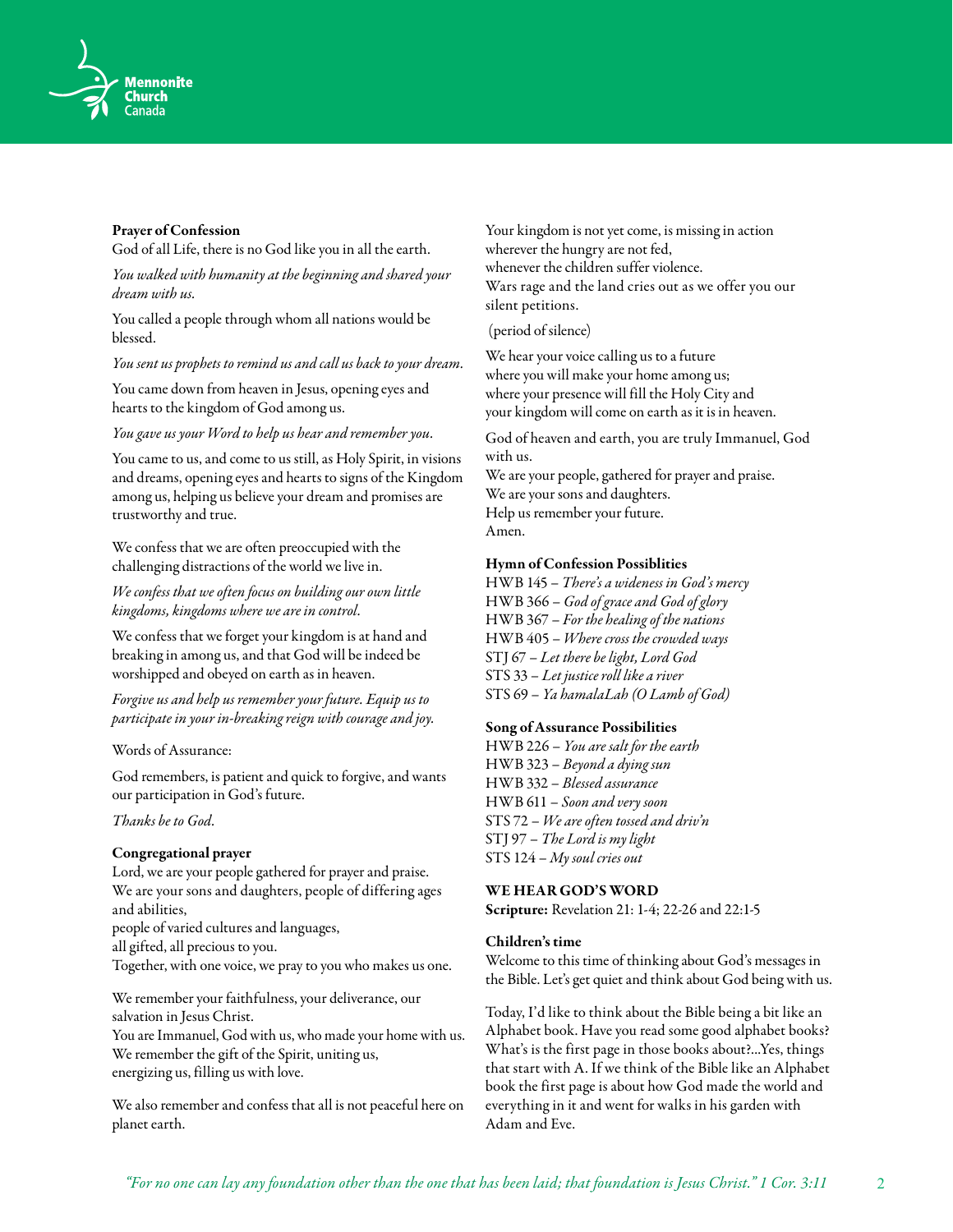**Prayer of Confession**

God of all Life, there is no God like you in all the earth.

*You walked with humanity at the beginning and shared your dream with us.*

You called a people through whom all nations would be blessed.

*You sent us prophets to remind us and call us back to your dream.*

You came down from heaven in Jesus, opening eyes and hearts to the kingdom of God among us.

*You gave us your Word to help us hear and remember you.*

You came to us, and come to us still, as Holy Spirit, in visions and dreams, opening eyes and hearts to signs of the Kingdom among us, helping us believe your dream and promises are trustworthy and true.

We confess that we are often preoccupied with the challenging distractions of the world we live in.

*We confess that we often focus on building our own little kingdoms, kingdoms where we are in control.*

We confess that we forget your kingdom is at hand and breaking in among us, and that God will be indeed be worshipped and obeyed on earth as in heaven.

*Forgive us and help us remember your future. Equip us to participate in your in-breaking reign with courage and joy.*

Words of Assurance:

God remembers, is patient and quick to forgive, and wants our participation in God's future.

*Thanks be to God.*

**Congregational prayer**

Lord, we are your people gathered for prayer and praise.
We are your sons and daughters, people of differing ages and abilities,
people of varied cultures and languages,
all gifted, all precious to you.
Together, with one voice, we pray to you who makes us one.

We remember your faithfulness, your deliverance, our salvation in Jesus Christ.
You are Immanuel, God with us, who made your home with us.
We remember the gift of the Spirit, uniting us,
energizing us, filling us with love.

We also remember and confess that all is not peaceful here on planet earth.

Your kingdom is not yet come, is missing in action
wherever the hungry are not fed,
whenever the children suffer violence.
Wars rage and the land cries out as we offer you our silent petitions.

(period of silence)

We hear your voice calling us to a future
where you will make your home among us;
where your presence will fill the Holy City and
your kingdom will come on earth as it is in heaven.

God of heaven and earth, you are truly Immanuel, God with us.
We are your people, gathered for prayer and praise.
We are your sons and daughters.
Help us remember your future.
Amen.

**Hymn of Confession Possiblities**

HWB 145 – *There's a wideness in God's mercy*
HWB 366 – *God of grace and God of glory*
HWB 367 – *For the healing of the nations*
HWB 405 – *Where cross the crowded ways*
STJ 67 – *Let there be light, Lord God*
STS 33 – *Let justice roll like a river*
STS 69 – *Ya hamalaLah (O Lamb of God)*

**Song of Assurance Possibilities**

HWB 226 – *You are salt for the earth*
HWB 323 – *Beyond a dying sun*
HWB 332 – *Blessed assurance*
HWB 611 – *Soon and very soon*
STS 72 – *We are often tossed and driv'n*
STJ 97 – *The Lord is my light*
STS 124 – *My soul cries out*

**WE HEAR GOD'S WORD**

**Scripture:** Revelation 21: 1-4; 22-26 and 22:1-5

**Children's time**

Welcome to this time of thinking about God's messages in the Bible. Let's get quiet and think about God being with us.

Today, I'd like to think about the Bible being a bit like an Alphabet book. Have you read some good alphabet books? What's is the first page in those books about?...Yes, things that start with A. If we think of the Bible like an Alphabet book the first page is about how God made the world and everything in it and went for walks in his garden with Adam and Eve.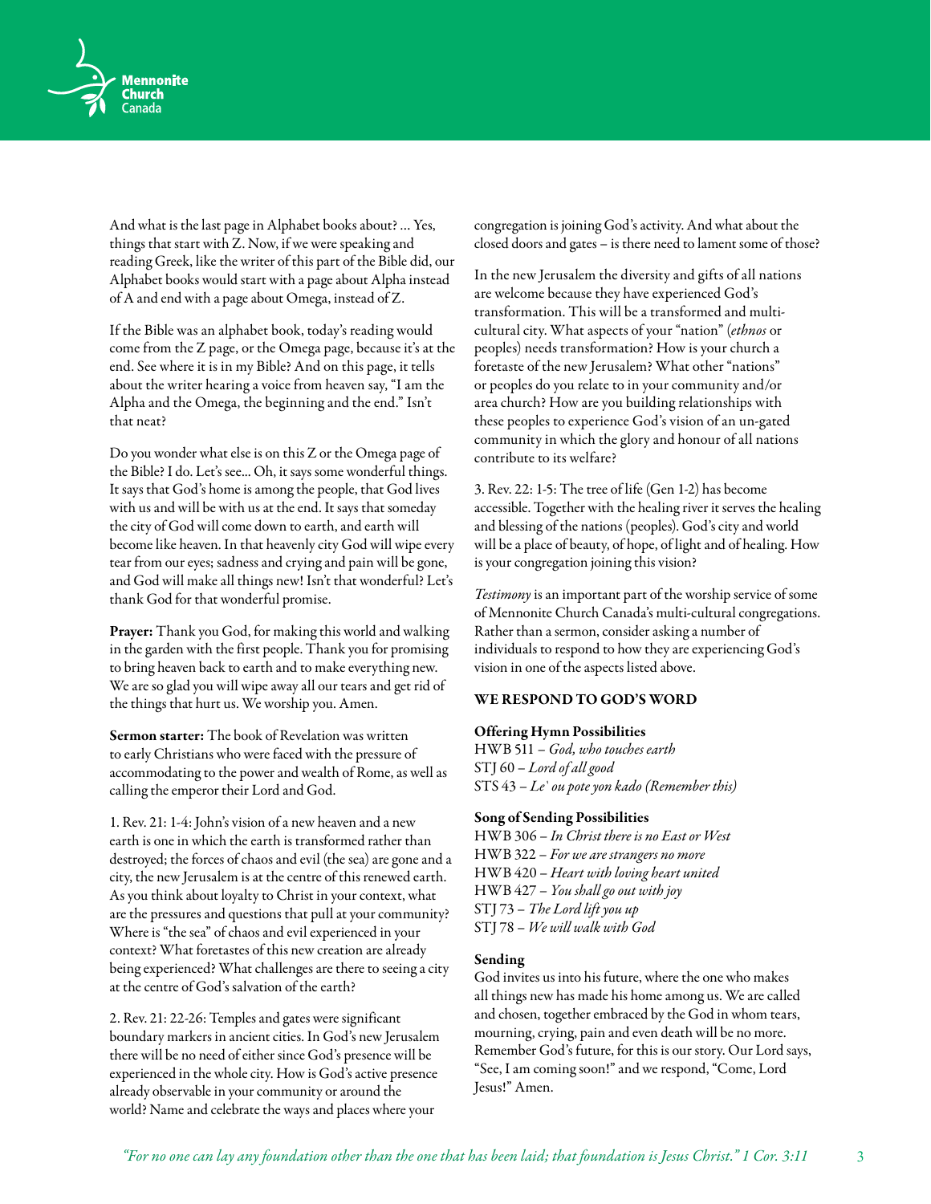And what is the last page in Alphabet books about? ... Yes, things that start with Z. Now, if we were speaking and reading Greek, like the writer of this part of the Bible did, our Alphabet books would start with a page about Alpha instead of A and end with a page about Omega, instead of Z.

If the Bible was an alphabet book, today's reading would come from the Z page, or the Omega page, because it's at the end. See where it is in my Bible? And on this page, it tells about the writer hearing a voice from heaven say, "I am the Alpha and the Omega, the beginning and the end." Isn't that neat?

Do you wonder what else is on this Z or the Omega page of the Bible? I do. Let's see... Oh, it says some wonderful things. It says that God's home is among the people, that God lives with us and will be with us at the end. It says that someday the city of God will come down to earth, and earth will become like heaven. In that heavenly city God will wipe every tear from our eyes; sadness and crying and pain will be gone, and God will make all things new! Isn't that wonderful? Let's thank God for that wonderful promise.

**Prayer:** Thank you God, for making this world and walking in the garden with the first people. Thank you for promising to bring heaven back to earth and to make everything new. We are so glad you will wipe away all our tears and get rid of the things that hurt us. We worship you. Amen.

**Sermon starter:** The book of Revelation was written to early Christians who were faced with the pressure of accommodating to the power and wealth of Rome, as well as calling the emperor their Lord and God.

1. Rev. 21: 1-4: John's vision of a new heaven and a new earth is one in which the earth is transformed rather than destroyed; the forces of chaos and evil (the sea) are gone and a city, the new Jerusalem is at the centre of this renewed earth. As you think about loyalty to Christ in your context, what are the pressures and questions that pull at your community? Where is "the sea" of chaos and evil experienced in your context? What foretastes of this new creation are already being experienced? What challenges are there to seeing a city at the centre of God's salvation of the earth?

2. Rev. 21: 22-26: Temples and gates were significant boundary markers in ancient cities. In God's new Jerusalem there will be no need of either since God's presence will be experienced in the whole city. How is God's active presence already observable in your community or around the world? Name and celebrate the ways and places where your congregation is joining God's activity. And what about the closed doors and gates – is there need to lament some of those?

In the new Jerusalem the diversity and gifts of all nations are welcome because they have experienced God's transformation. This will be a transformed and multi-cultural city. What aspects of your "nation" (*ethnos* or peoples) needs transformation? How is your church a foretaste of the new Jerusalem? What other "nations" or peoples do you relate to in your community and/or area church? How are you building relationships with these peoples to experience God's vision of an un-gated community in which the glory and honour of all nations contribute to its welfare?

3. Rev. 22: 1-5: The tree of life (Gen 1-2) has become accessible. Together with the healing river it serves the healing and blessing of the nations (peoples). God's city and world will be a place of beauty, of hope, of light and of healing. How is your congregation joining this vision?

*Testimony* is an important part of the worship service of some of Mennonite Church Canada's multi-cultural congregations. Rather than a sermon, consider asking a number of individuals to respond to how they are experiencing God's vision in one of the aspects listed above.

## WE RESPOND TO GOD'S WORD

**Offering Hymn Possibilities**

HWB 511 – *God, who touches earth*
STJ 60 – *Lord of all good*
STS 43 – *Le` ou pote yon kado (Remember this)*

**Song of Sending Possibilities**

HWB 306 – *In Christ there is no East or West*
HWB 322 – *For we are strangers no more*
HWB 420 – *Heart with loving heart united*
HWB 427 – *You shall go out with joy*
STJ 73 – *The Lord lift you up*
STJ 78 – *We will walk with God*

**Sending**

God invites us into his future, where the one who makes all things new has made his home among us. We are called and chosen, together embraced by the God in whom tears, mourning, crying, pain and even death will be no more. Remember God's future, for this is our story. Our Lord says, "See, I am coming soon!" and we respond, "Come, Lord Jesus!" Amen.